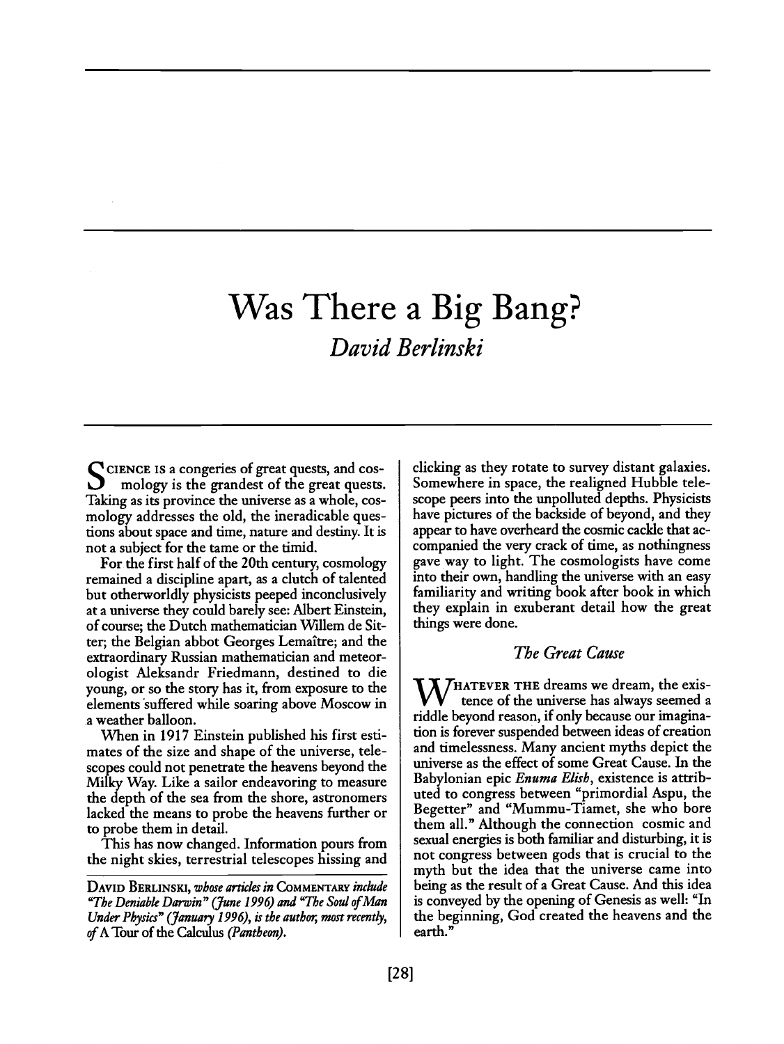# Was There a Big Bang?

*David Berlinski*

SCIENCE IS a congeries of great quests, and cosmology is the grandest of the great quests. Taking as its province the universe as a whole, cosmology addresses the old, the ineradicable questions about space and time, nature and destiny. It is not a subject for the tame or the timid.

For the first half of the 20th century, cosmology remained a discipline apart, as a clutch of talented but otherworldly physicists peeped inconclusively at a universe they could barely see: Albert Einstein, of course; the Dutch mathematician Willem de Sitter; the Belgian abbot Georges Lemaître; and the extraordinary Russian mathematician and meteorologist Aleksandr Friedmann, destined to die young, or so the story has it, from exposure to the elements suffered while soaring above Moscow in a weather balloon.

When in 1917 Einstein published his first estimates of the size and shape of the universe, telescopes could not penetrate the heavens beyond the Milky Way. Like a sailor endeavoring to measure the depth of the sea from the shore, astronomers lacked the means to probe the heavens further or to probe them in detail.

This has now changed. Information pours from the night skies, terrestrial telescopes hissing and clicking as they rotate to survey distant galaxies. Somewhere in space, the realigned Hubble telescope peers into the unpolluted depths. Physicists have pictures of the backside of beyond, and they appear to have overheard the cosmic cackle that accompanied the very crack of time, as nothingness gave way to light. The cosmologists have come into their own, handling the universe with an easy familiarity and writing book after book in which they explain in exuberant detail how the great things were done.

DAVID BERLINSKI, *whose articles in* COMMENTARY *include "The Deniable Darwin" (June 1996) and "The Soul of Man Under Physics" (January 1996), is the author, most recently, of* A Tour of the Calculus *(Pantheon).*

## *The Great Cause*

WHATEVER THE dreams we dream, the existence of the universe has always seemed a riddle beyond reason, if only because our imagination is forever suspended between ideas of creation and timelessness. Many ancient myths depict the universe as the effect of some Great Cause. In the Babylonian epic *Enuma Elish*, existence is attributed to congress between "primordial Aspu, the Begetter" and "Mummu-Tiamet, she who bore them all." Although the connection cosmic and sexual energies is both familiar and disturbing, it is not congress between gods that is crucial to the myth but the idea that the universe came into being as the result of a Great Cause. And this idea is conveyed by the opening of Genesis as well: "In the beginning, God created the heavens and the earth."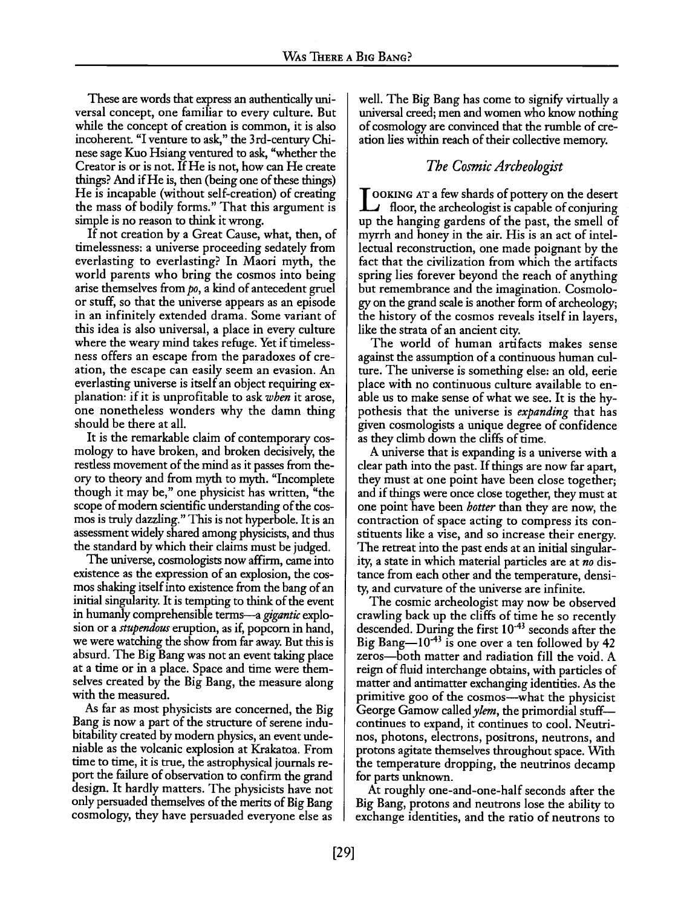These are words that express an authentically universal concept, one familiar to every culture. But while the concept of creation is common, it is also incoherent. "I venture to ask," the 3rd-century Chinese sage Kuo Hsiang ventured to ask, "whether the Creator is or is not. If He is not, how can He create things? And if He is, then (being one of these things) He is incapable (without self-creation) of creating the mass of bodily forms." That this argument is simple is no reason to think it wrong.

If not creation by a Great Cause, what, then, of timelessness: a universe proceeding sedately from everlasting to everlasting? In Maori myth, the world parents who bring the cosmos into being arise themselves from *po*, a kind of antecedent gruel or stuff, so that the universe appears as an episode in an infinitely extended drama. Some variant of this idea is also universal, a place in every culture where the weary mind takes refuge. Yet if timelessness offers an escape from the paradoxes of creation, the escape can easily seem an evasion. An everlasting universe is itself an object requiring explanation: if it is unprofitable to ask *when* it arose, one nonetheless wonders why the damn thing should be there at all.

It is the remarkable claim of contemporary cosmology to have broken, and broken decisively, the restless movement of the mind as it passes from theory to theory and from myth to myth. "Incomplete though it may be," one physicist has written, "the scope of modern scientific understanding of the cosmos is truly dazzling." This is not hyperbole. It is an assessment widely shared among physicists, and thus the standard by which their claims must be judged.

The universe, cosmologists now affirm, came into existence as the expression of an explosion, the cosmos shaking itself into existence from the bang of an initial singularity. It is tempting to think of the event in humanly comprehensible terms—a *gigantic* explosion or a *stupendous* eruption, as if, popcorn in hand, we were watching the show from far away. But this is absurd. The Big Bang was not an event taking place at a time or in a place. Space and time were themselves created by the Big Bang, the measure along with the measured.

As far as most physicists are concerned, the Big Bang is now a part of the structure of serene indubitability created by modern physics, an event undeniable as the volcanic explosion at Krakatoa. From time to time, it is true, the astrophysical journals report the failure of observation to confirm the grand design. It hardly matters. The physicists have not only persuaded themselves of the merits of Big Bang cosmology, they have persuaded everyone else as well. The Big Bang has come to signify virtually a universal creed; men and women who know nothing of cosmology are convinced that the rumble of creation lies within reach of their collective memory.

## *The Cosmic Archeologist*

Looking at a few shards of pottery on the desert floor, the archeologist is capable of conjuring up the hanging gardens of the past, the smell of myrrh and honey in the air. His is an act of intellectual reconstruction, one made poignant by the fact that the civilization from which the artifacts spring lies forever beyond the reach of anything but remembrance and the imagination. Cosmology on the grand scale is another form of archeology; the history of the cosmos reveals itself in layers, like the strata of an ancient city.

The world of human artifacts makes sense against the assumption of a continuous human culture. The universe is something else: an old, eerie place with no continuous culture available to enable us to make sense of what we see. It is the hypothesis that the universe is *expanding* that has given cosmologists a unique degree of confidence as they climb down the cliffs of time.

A universe that is expanding is a universe with a clear path into the past. If things are now far apart, they must at one point have been close together; and if things were once close together, they must at one point have been *hotter* than they are now, the contraction of space acting to compress its constituents like a vise, and so increase their energy. The retreat into the past ends at an initial singularity, a state in which material particles are at *no* distance from each other and the temperature, density, and curvature of the universe are infinite.

The cosmic archeologist may now be observed crawling back up the cliffs of time he so recently descended. During the first $10^{-43}$ seconds after the Big Bang—$10^{-43}$ is one over a ten followed by 42 zeros—both matter and radiation fill the void. A reign of fluid interchange obtains, with particles of matter and antimatter exchanging identities. As the primitive goo of the cosmos—what the physicist George Gamow called *ylem*, the primordial stuff—continues to expand, it continues to cool. Neutrinos, photons, electrons, positrons, neutrons, and protons agitate themselves throughout space. With the temperature dropping, the neutrinos decamp for parts unknown.

At roughly one-and-one-half seconds after the Big Bang, protons and neutrons lose the ability to exchange identities, and the ratio of neutrons to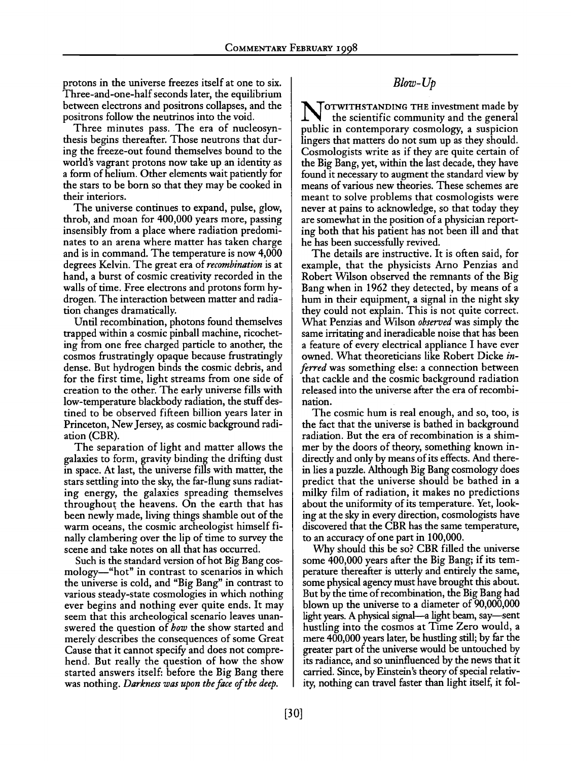protons in the universe freezes itself at one to six. Three-and-one-half seconds later, the equilibrium between electrons and positrons collapses, and the positrons follow the neutrinos into the void.

Three minutes pass. The era of nucleosynthesis begins thereafter. Those neutrons that during the freeze-out found themselves bound to the world's vagrant protons now take up an identity as a form of helium. Other elements wait patiently for the stars to be born so that they may be cooked in their interiors.

The universe continues to expand, pulse, glow, throb, and moan for 400,000 years more, passing insensibly from a place where radiation predominates to an arena where matter has taken charge and is in command. The temperature is now 4,000 degrees Kelvin. The great era of *recombination* is at hand, a burst of cosmic creativity recorded in the walls of time. Free electrons and protons form hydrogen. The interaction between matter and radiation changes dramatically.

Until recombination, photons found themselves trapped within a cosmic pinball machine, ricocheting from one free charged particle to another, the cosmos frustratingly opaque because frustratingly dense. But hydrogen binds the cosmic debris, and for the first time, light streams from one side of creation to the other. The early universe fills with low-temperature blackbody radiation, the stuff destined to be observed fifteen billion years later in Princeton, New Jersey, as cosmic background radiation (CBR).

The separation of light and matter allows the galaxies to form, gravity binding the drifting dust in space. At last, the universe fills with matter, the stars settling into the sky, the far-flung suns radiating energy, the galaxies spreading themselves throughout the heavens. On the earth that has been newly made, living things shamble out of the warm oceans, the cosmic archeologist himself finally clambering over the lip of time to survey the scene and take notes on all that has occurred.

Such is the standard version of hot Big Bang cosmology—"hot" in contrast to scenarios in which the universe is cold, and "Big Bang" in contrast to various steady-state cosmologies in which nothing ever begins and nothing ever quite ends. It may seem that this archeological scenario leaves unanswered the question of *how* the show started and merely describes the consequences of some Great Cause that it cannot specify and does not comprehend. But really the question of how the show started answers itself: before the Big Bang there was nothing. *Darkness was upon the face of the deep.*

## *Blow-Up*

NOTWITHSTANDING THE investment made by the scientific community and the general public in contemporary cosmology, a suspicion lingers that matters do not sum up as they should. Cosmologists write as if they are quite certain of the Big Bang, yet, within the last decade, they have found it necessary to augment the standard view by means of various new theories. These schemes are meant to solve problems that cosmologists were never at pains to acknowledge, so that today they are somewhat in the position of a physician reporting both that his patient has not been ill and that he has been successfully revived.

The details are instructive. It is often said, for example, that the physicists Arno Penzias and Robert Wilson observed the remnants of the Big Bang when in 1962 they detected, by means of a hum in their equipment, a signal in the night sky they could not explain. This is not quite correct. What Penzias and Wilson *observed* was simply the same irritating and ineradicable noise that has been a feature of every electrical appliance I have ever owned. What theoreticians like Robert Dicke *inferred* was something else: a connection between that cackle and the cosmic background radiation released into the universe after the era of recombination.

The cosmic hum is real enough, and so, too, is the fact that the universe is bathed in background radiation. But the era of recombination is a shimmer by the doors of theory, something known indirectly and only by means of its effects. And therein lies a puzzle. Although Big Bang cosmology does predict that the universe should be bathed in a milky film of radiation, it makes no predictions about the uniformity of its temperature. Yet, looking at the sky in every direction, cosmologists have discovered that the CBR has the same temperature, to an accuracy of one part in 100,000.

Why should this be so? CBR filled the universe some 400,000 years after the Big Bang; if its temperature thereafter is utterly and entirely the same, some physical agency must have brought this about. But by the time of recombination, the Big Bang had blown up the universe to a diameter of 90,000,000 light years. A physical signal—a light beam, say—sent hustling into the cosmos at Time Zero would, a mere 400,000 years later, be hustling still; by far the greater part of the universe would be untouched by its radiance, and so uninfluenced by the news that it carried. Since, by Einstein's theory of special relativity, nothing can travel faster than light itself, it fol-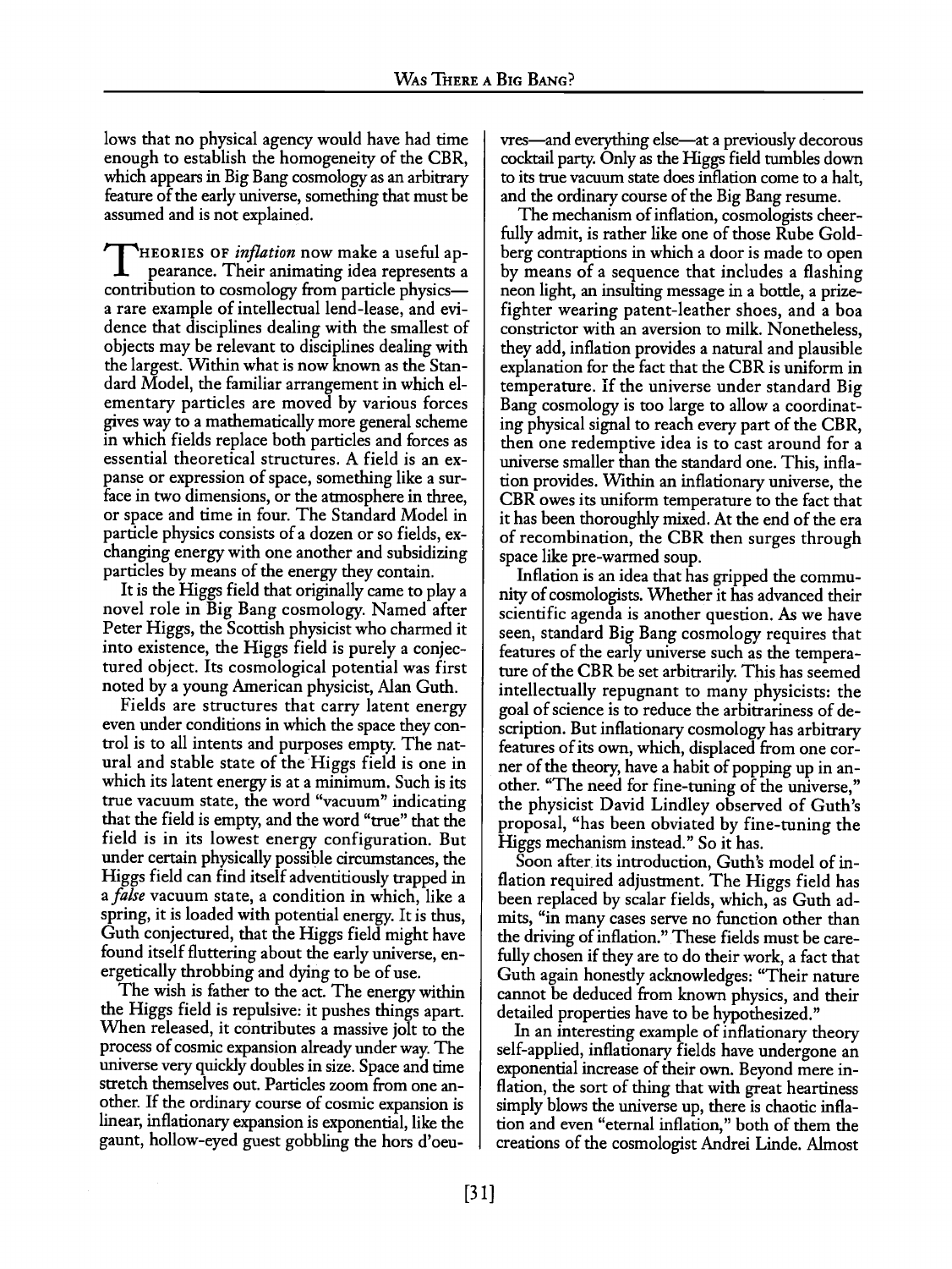lows that no physical agency would have had time enough to establish the homogeneity of the CBR, which appears in Big Bang cosmology as an arbitrary feature of the early universe, something that must be assumed and is not explained.

THEORIES OF *inflation* now make a useful appearance. Their animating idea represents a contribution to cosmology from particle physics—a rare example of intellectual lend-lease, and evidence that disciplines dealing with the smallest of objects may be relevant to disciplines dealing with the largest. Within what is now known as the Standard Model, the familiar arrangement in which elementary particles are moved by various forces gives way to a mathematically more general scheme in which fields replace both particles and forces as essential theoretical structures. A field is an expanse or expression of space, something like a surface in two dimensions, or the atmosphere in three, or space and time in four. The Standard Model in particle physics consists of a dozen or so fields, exchanging energy with one another and subsidizing particles by means of the energy they contain.

It is the Higgs field that originally came to play a novel role in Big Bang cosmology. Named after Peter Higgs, the Scottish physicist who charmed it into existence, the Higgs field is purely a conjectured object. Its cosmological potential was first noted by a young American physicist, Alan Guth.

Fields are structures that carry latent energy even under conditions in which the space they control is to all intents and purposes empty. The natural and stable state of the Higgs field is one in which its latent energy is at a minimum. Such is its true vacuum state, the word "vacuum" indicating that the field is empty, and the word "true" that the field is in its lowest energy configuration. But under certain physically possible circumstances, the Higgs field can find itself adventitiously trapped in a *false* vacuum state, a condition in which, like a spring, it is loaded with potential energy. It is thus, Guth conjectured, that the Higgs field might have found itself fluttering about the early universe, energetically throbbing and dying to be of use.

The wish is father to the act. The energy within the Higgs field is repulsive: it pushes things apart. When released, it contributes a massive jolt to the process of cosmic expansion already under way. The universe very quickly doubles in size. Space and time stretch themselves out. Particles zoom from one another. If the ordinary course of cosmic expansion is linear, inflationary expansion is exponential, like the gaunt, hollow-eyed guest gobbling the hors d'oeuvres—and everything else—at a previously decorous cocktail party. Only as the Higgs field tumbles down to its true vacuum state does inflation come to a halt, and the ordinary course of the Big Bang resume.

The mechanism of inflation, cosmologists cheerfully admit, is rather like one of those Rube Goldberg contraptions in which a door is made to open by means of a sequence that includes a flashing neon light, an insulting message in a bottle, a prizefighter wearing patent-leather shoes, and a boa constrictor with an aversion to milk. Nonetheless, they add, inflation provides a natural and plausible explanation for the fact that the CBR is uniform in temperature. If the universe under standard Big Bang cosmology is too large to allow a coordinating physical signal to reach every part of the CBR, then one redemptive idea is to cast around for a universe smaller than the standard one. This, inflation provides. Within an inflationary universe, the CBR owes its uniform temperature to the fact that it has been thoroughly mixed. At the end of the era of recombination, the CBR then surges through space like pre-warmed soup.

Inflation is an idea that has gripped the community of cosmologists. Whether it has advanced their scientific agenda is another question. As we have seen, standard Big Bang cosmology requires that features of the early universe such as the temperature of the CBR be set arbitrarily. This has seemed intellectually repugnant to many physicists: the goal of science is to reduce the arbitrariness of description. But inflationary cosmology has arbitrary features of its own, which, displaced from one corner of the theory, have a habit of popping up in another. "The need for fine-tuning of the universe," the physicist David Lindley observed of Guth's proposal, "has been obviated by fine-tuning the Higgs mechanism instead." So it has.

Soon after its introduction, Guth's model of inflation required adjustment. The Higgs field has been replaced by scalar fields, which, as Guth admits, "in many cases serve no function other than the driving of inflation." These fields must be carefully chosen if they are to do their work, a fact that Guth again honestly acknowledges: "Their nature cannot be deduced from known physics, and their detailed properties have to be hypothesized."

In an interesting example of inflationary theory self-applied, inflationary fields have undergone an exponential increase of their own. Beyond mere inflation, the sort of thing that with great heartiness simply blows the universe up, there is chaotic inflation and even "eternal inflation," both of them the creations of the cosmologist Andrei Linde. Almost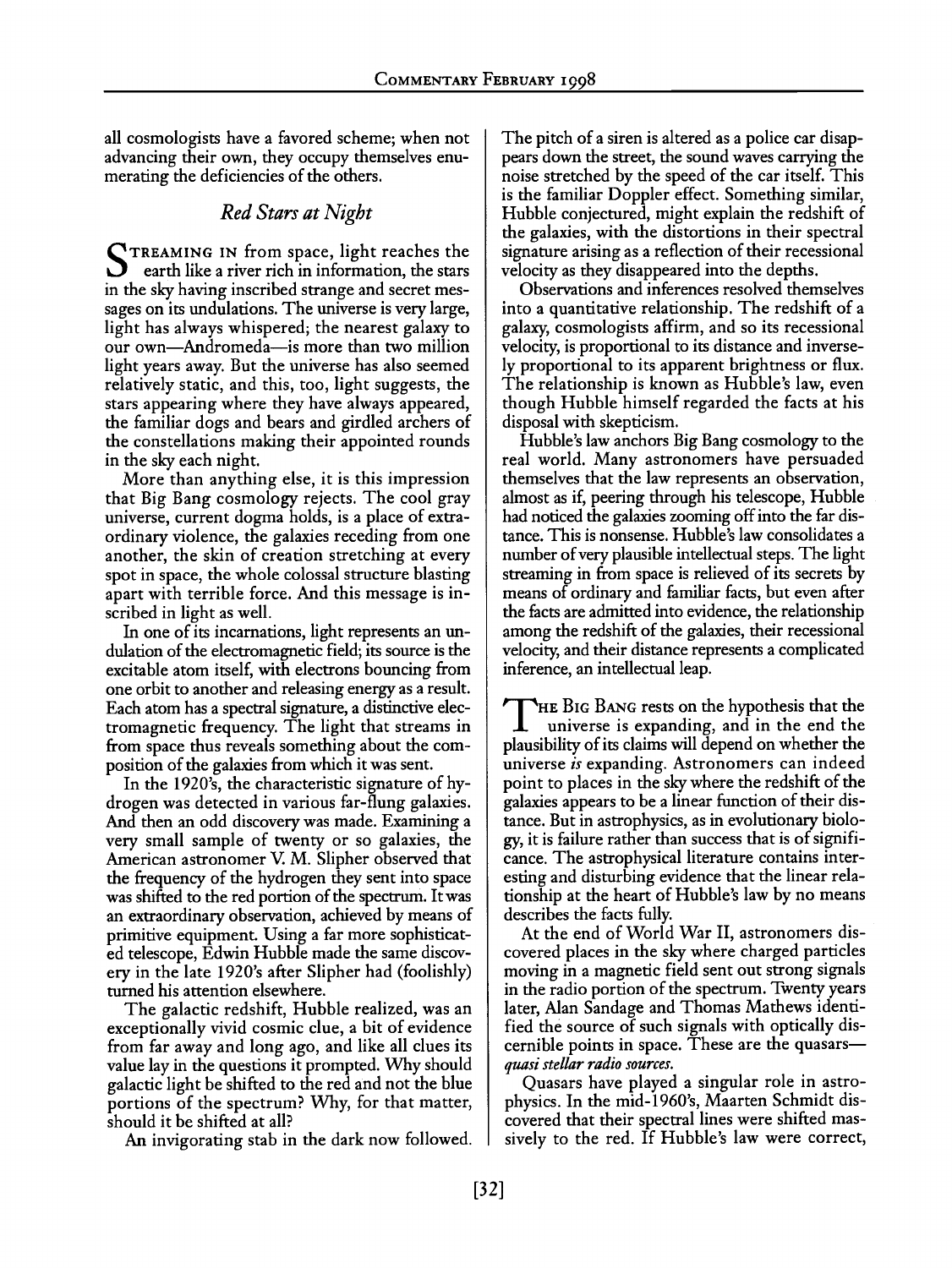all cosmologists have a favored scheme; when not advancing their own, they occupy themselves enumerating the deficiencies of the others.

### *Red Stars at Night*

STREAMING IN from space, light reaches the earth like a river rich in information, the stars in the sky having inscribed strange and secret messages on its undulations. The universe is very large, light has always whispered; the nearest galaxy to our own—Andromeda—is more than two million light years away. But the universe has also seemed relatively static, and this, too, light suggests, the stars appearing where they have always appeared, the familiar dogs and bears and girdled archers of the constellations making their appointed rounds in the sky each night.

More than anything else, it is this impression that Big Bang cosmology rejects. The cool gray universe, current dogma holds, is a place of extraordinary violence, the galaxies receding from one another, the skin of creation stretching at every spot in space, the whole colossal structure blasting apart with terrible force. And this message is inscribed in light as well.

In one of its incarnations, light represents an undulation of the electromagnetic field; its source is the excitable atom itself, with electrons bouncing from one orbit to another and releasing energy as a result. Each atom has a spectral signature, a distinctive electromagnetic frequency. The light that streams in from space thus reveals something about the composition of the galaxies from which it was sent.

In the 1920's, the characteristic signature of hydrogen was detected in various far-flung galaxies. And then an odd discovery was made. Examining a very small sample of twenty or so galaxies, the American astronomer V. M. Slipher observed that the frequency of the hydrogen they sent into space was shifted to the red portion of the spectrum. It was an extraordinary observation, achieved by means of primitive equipment. Using a far more sophisticated telescope, Edwin Hubble made the same discovery in the late 1920's after Slipher had (foolishly) turned his attention elsewhere.

The galactic redshift, Hubble realized, was an exceptionally vivid cosmic clue, a bit of evidence from far away and long ago, and like all clues its value lay in the questions it prompted. Why should galactic light be shifted to the red and not the blue portions of the spectrum? Why, for that matter, should it be shifted at all?

An invigorating stab in the dark now followed. The pitch of a siren is altered as a police car disappears down the street, the sound waves carrying the noise stretched by the speed of the car itself. This is the familiar Doppler effect. Something similar, Hubble conjectured, might explain the redshift of the galaxies, with the distortions in their spectral signature arising as a reflection of their recessional velocity as they disappeared into the depths.

Observations and inferences resolved themselves into a quantitative relationship. The redshift of a galaxy, cosmologists affirm, and so its recessional velocity, is proportional to its distance and inversely proportional to its apparent brightness or flux. The relationship is known as Hubble's law, even though Hubble himself regarded the facts at his disposal with skepticism.

Hubble's law anchors Big Bang cosmology to the real world. Many astronomers have persuaded themselves that the law represents an observation, almost as if, peering through his telescope, Hubble had noticed the galaxies zooming off into the far distance. This is nonsense. Hubble's law consolidates a number of very plausible intellectual steps. The light streaming in from space is relieved of its secrets by means of ordinary and familiar facts, but even after the facts are admitted into evidence, the relationship among the redshift of the galaxies, their recessional velocity, and their distance represents a complicated inference, an intellectual leap.

THE BIG BANG rests on the hypothesis that the universe is expanding, and in the end the plausibility of its claims will depend on whether the universe *is* expanding. Astronomers can indeed point to places in the sky where the redshift of the galaxies appears to be a linear function of their distance. But in astrophysics, as in evolutionary biology, it is failure rather than success that is of significance. The astrophysical literature contains interesting and disturbing evidence that the linear relationship at the heart of Hubble's law by no means describes the facts fully.

At the end of World War II, astronomers discovered places in the sky where charged particles moving in a magnetic field sent out strong signals in the radio portion of the spectrum. Twenty years later, Alan Sandage and Thomas Mathews identified the source of such signals with optically discernible points in space. These are the quasars—*quasi stellar radio sources.*

Quasars have played a singular role in astrophysics. In the mid-1960's, Maarten Schmidt discovered that their spectral lines were shifted massively to the red. If Hubble's law were correct,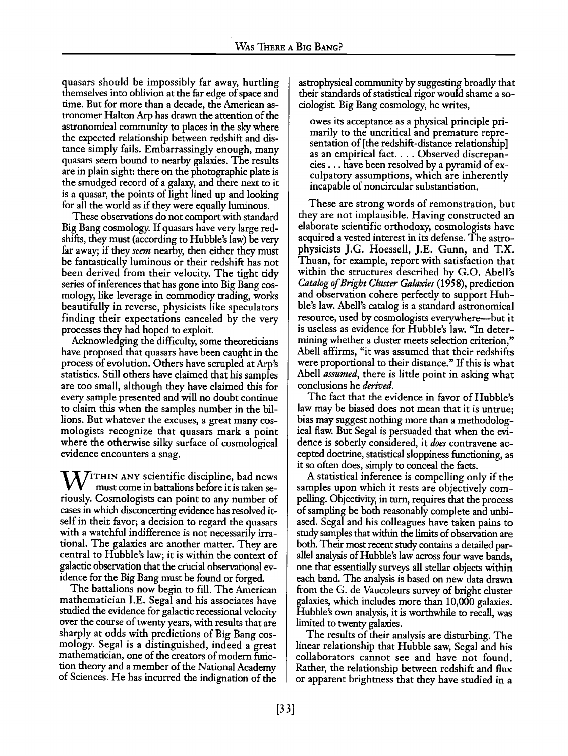quasars should be impossibly far away, hurtling themselves into oblivion at the far edge of space and time. But for more than a decade, the American astronomer Halton Arp has drawn the attention of the astronomical community to places in the sky where the expected relationship between redshift and distance simply fails. Embarrassingly enough, many quasars seem bound to nearby galaxies. The results are in plain sight: there on the photographic plate is the smudged record of a galaxy, and there next to it is a quasar, the points of light lined up and looking for all the world as if they were equally luminous.

These observations do not comport with standard Big Bang cosmology. If quasars have very large redshifts, they must (according to Hubble's law) be very far away; if they *seem* nearby, then either they must be fantastically luminous or their redshift has not been derived from their velocity. The tight tidy series of inferences that has gone into Big Bang cosmology, like leverage in commodity trading, works beautifully in reverse, physicists like speculators finding their expectations canceled by the very processes they had hoped to exploit.

Acknowledging the difficulty, some theoreticians have proposed that quasars have been caught in the process of evolution. Others have scrupled at Arp's statistics. Still others have claimed that his samples are too small, although they have claimed this for every sample presented and will no doubt continue to claim this when the samples number in the billions. But whatever the excuses, a great many cosmologists recognize that quasars mark a point where the otherwise silky surface of cosmological evidence encounters a snag.

Within any scientific discipline, bad news must come in battalions before it is taken seriously. Cosmologists can point to any number of cases in which disconcerting evidence has resolved itself in their favor; a decision to regard the quasars with a watchful indifference is not necessarily irrational. The galaxies are another matter. They are central to Hubble's law; it is within the context of galactic observation that the crucial observational evidence for the Big Bang must be found or forged.

The battalions now begin to fill. The American mathematician I.E. Segal and his associates have studied the evidence for galactic recessional velocity over the course of twenty years, with results that are sharply at odds with predictions of Big Bang cosmology. Segal is a distinguished, indeed a great mathematician, one of the creators of modern function theory and a member of the National Academy of Sciences. He has incurred the indignation of the astrophysical community by suggesting broadly that their standards of statistical rigor would shame a sociologist. Big Bang cosmology, he writes,

> owes its acceptance as a physical principle primarily to the uncritical and premature representation of [the redshift-distance relationship] as an empirical fact. . . . Observed discrepancies . . . have been resolved by a pyramid of exculpatory assumptions, which are inherently incapable of noncircular substantiation.

These are strong words of remonstration, but they are not implausible. Having constructed an elaborate scientific orthodoxy, cosmologists have acquired a vested interest in its defense. The astrophysicists J.G. Hoessell, J.E. Gunn, and T.X. Thuan, for example, report with satisfaction that within the structures described by G.O. Abell's *Catalog of Bright Cluster Galaxies* (1958), prediction and observation cohere perfectly to support Hubble's law. Abell's catalog is a standard astronomical resource, used by cosmologists everywhere—but it is useless as evidence for Hubble's law. "In determining whether a cluster meets selection criterion," Abell affirms, "it was assumed that their redshifts were proportional to their distance." If this is what Abell *assumed*, there is little point in asking what conclusions he *derived*.

The fact that the evidence in favor of Hubble's law may be biased does not mean that it is untrue; bias may suggest nothing more than a methodological flaw. But Segal is persuaded that when the evidence is soberly considered, it *does* contravene accepted doctrine, statistical sloppiness functioning, as it so often does, simply to conceal the facts.

A statistical inference is compelling only if the samples upon which it rests are objectively compelling. Objectivity, in turn, requires that the process of sampling be both reasonably complete and unbiased. Segal and his colleagues have taken pains to study samples that within the limits of observation are both. Their most recent study contains a detailed parallel analysis of Hubble's law across four wave bands, one that essentially surveys all stellar objects within each band. The analysis is based on new data drawn from the G. de Vaucoleurs survey of bright cluster galaxies, which includes more than 10,000 galaxies. Hubble's own analysis, it is worthwhile to recall, was limited to twenty galaxies.

The results of their analysis are disturbing. The linear relationship that Hubble saw, Segal and his collaborators cannot see and have not found. Rather, the relationship between redshift and flux or apparent brightness that they have studied in a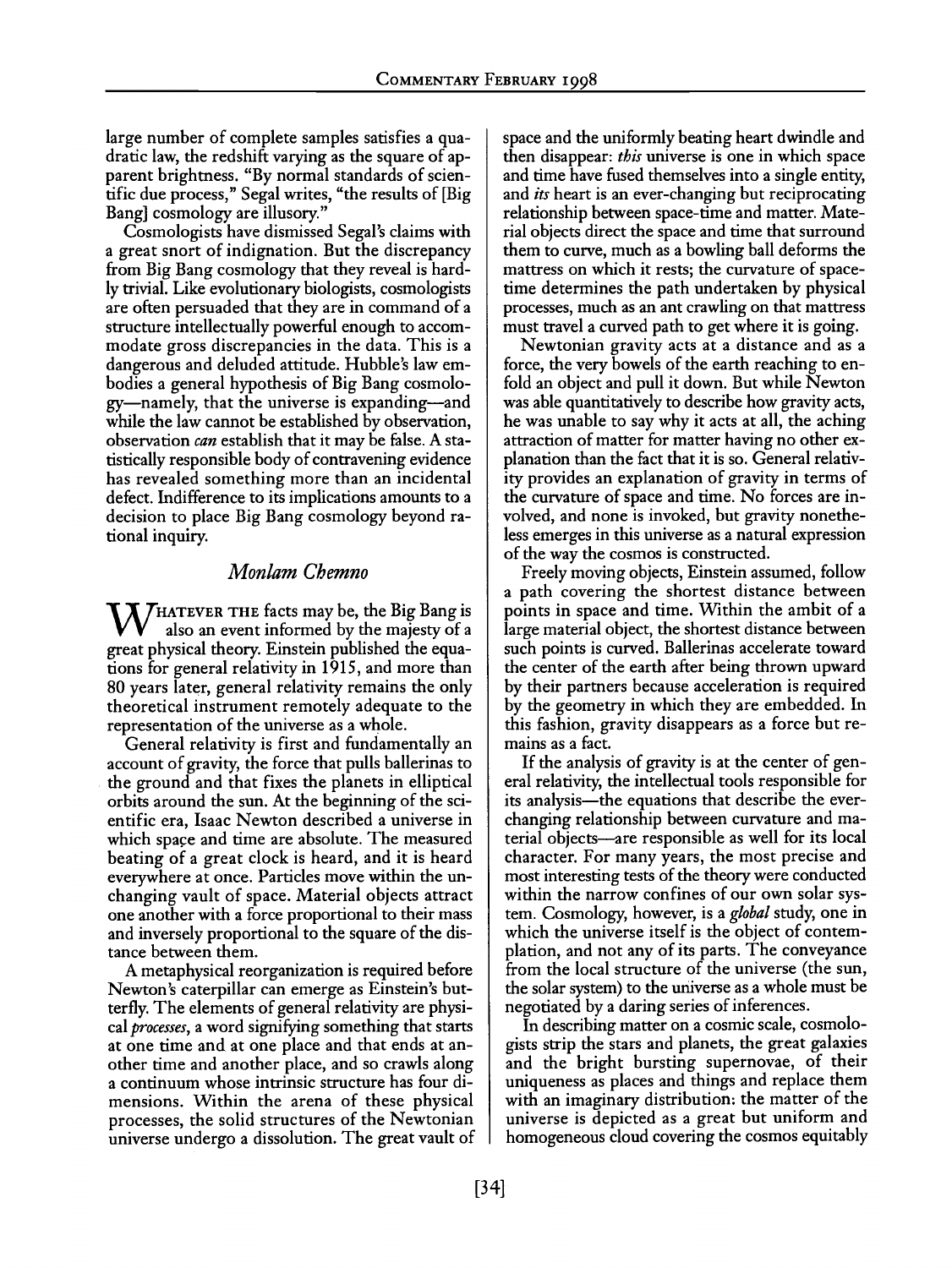large number of complete samples satisfies a quadratic law, the redshift varying as the square of apparent brightness. "By normal standards of scientific due process," Segal writes, "the results of [Big Bang] cosmology are illusory."

Cosmologists have dismissed Segal's claims with a great snort of indignation. But the discrepancy from Big Bang cosmology that they reveal is hardly trivial. Like evolutionary biologists, cosmologists are often persuaded that they are in command of a structure intellectually powerful enough to accommodate gross discrepancies in the data. This is a dangerous and deluded attitude. Hubble's law embodies a general hypothesis of Big Bang cosmology—namely, that the universe is expanding—and while the law cannot be established by observation, observation *can* establish that it may be false. A statistically responsible body of contravening evidence has revealed something more than an incidental defect. Indifference to its implications amounts to a decision to place Big Bang cosmology beyond rational inquiry.

## *Monlam Chemno*

WHATEVER THE facts may be, the Big Bang is also an event informed by the majesty of a great physical theory. Einstein published the equations for general relativity in 1915, and more than 80 years later, general relativity remains the only theoretical instrument remotely adequate to the representation of the universe as a whole.

General relativity is first and fundamentally an account of gravity, the force that pulls ballerinas to the ground and that fixes the planets in elliptical orbits around the sun. At the beginning of the scientific era, Isaac Newton described a universe in which space and time are absolute. The measured beating of a great clock is heard, and it is heard everywhere at once. Particles move within the unchanging vault of space. Material objects attract one another with a force proportional to their mass and inversely proportional to the square of the distance between them.

A metaphysical reorganization is required before Newton's caterpillar can emerge as Einstein's butterfly. The elements of general relativity are physical *processes*, a word signifying something that starts at one time and at one place and that ends at another time and another place, and so crawls along a continuum whose intrinsic structure has four dimensions. Within the arena of these physical processes, the solid structures of the Newtonian universe undergo a dissolution. The great vault of space and the uniformly beating heart dwindle and then disappear: *this* universe is one in which space and time have fused themselves into a single entity, and *its* heart is an ever-changing but reciprocating relationship between space-time and matter. Material objects direct the space and time that surround them to curve, much as a bowling ball deforms the mattress on which it rests; the curvature of space-time determines the path undertaken by physical processes, much as an ant crawling on that mattress must travel a curved path to get where it is going.

Newtonian gravity acts at a distance and as a force, the very bowels of the earth reaching to enfold an object and pull it down. But while Newton was able quantitatively to describe how gravity acts, he was unable to say why it acts at all, the aching attraction of matter for matter having no other explanation than the fact that it is so. General relativity provides an explanation of gravity in terms of the curvature of space and time. No forces are involved, and none is invoked, but gravity nonetheless emerges in this universe as a natural expression of the way the cosmos is constructed.

Freely moving objects, Einstein assumed, follow a path covering the shortest distance between points in space and time. Within the ambit of a large material object, the shortest distance between such points is curved. Ballerinas accelerate toward the center of the earth after being thrown upward by their partners because acceleration is required by the geometry in which they are embedded. In this fashion, gravity disappears as a force but remains as a fact.

If the analysis of gravity is at the center of general relativity, the intellectual tools responsible for its analysis—the equations that describe the ever-changing relationship between curvature and material objects—are responsible as well for its local character. For many years, the most precise and most interesting tests of the theory were conducted within the narrow confines of our own solar system. Cosmology, however, is a *global* study, one in which the universe itself is the object of contemplation, and not any of its parts. The conveyance from the local structure of the universe (the sun, the solar system) to the universe as a whole must be negotiated by a daring series of inferences.

In describing matter on a cosmic scale, cosmologists strip the stars and planets, the great galaxies and the bright bursting supernovae, of their uniqueness as places and things and replace them with an imaginary distribution: the matter of the universe is depicted as a great but uniform and homogeneous cloud covering the cosmos equitably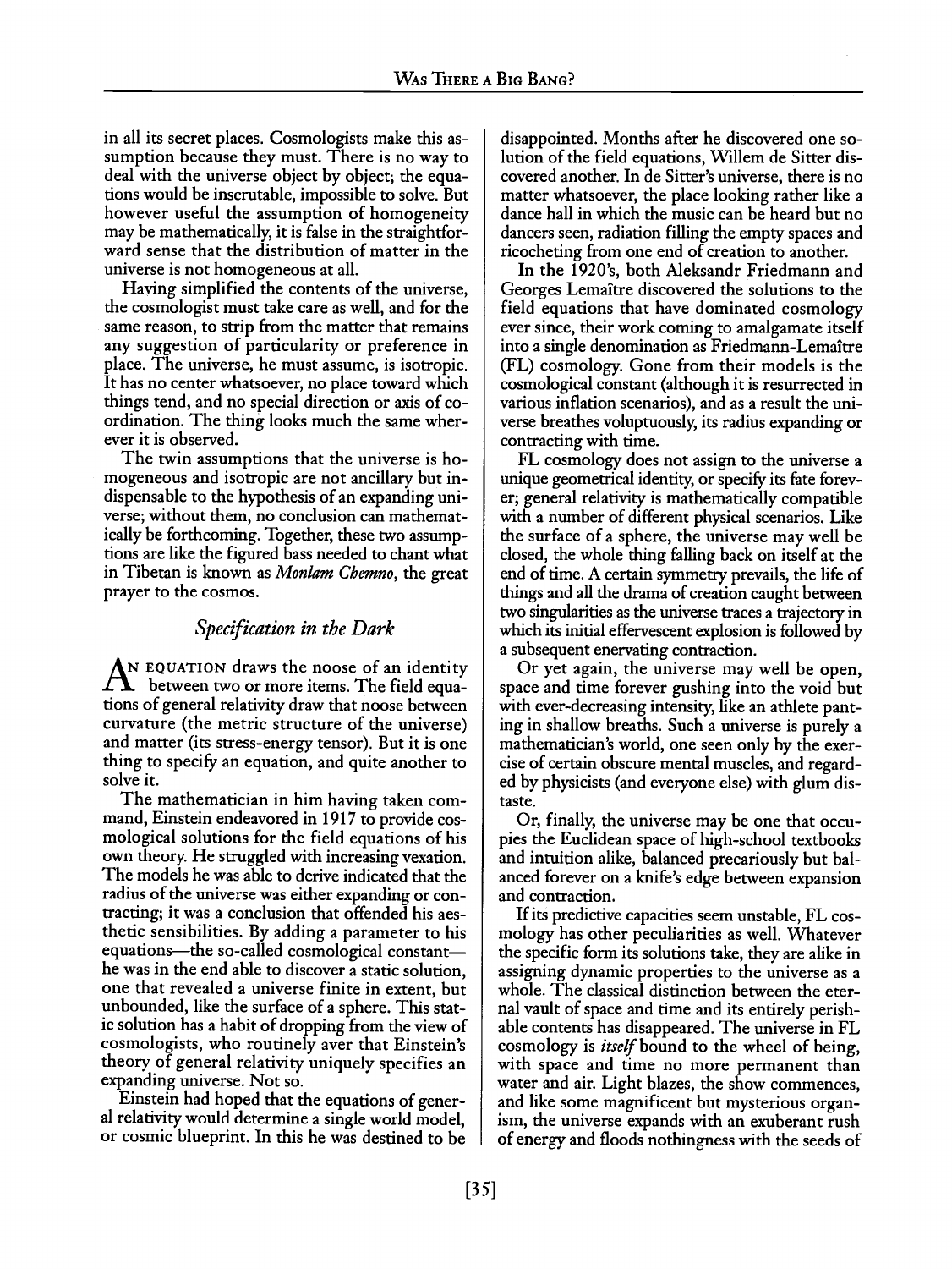in all its secret places. Cosmologists make this assumption because they must. There is no way to deal with the universe object by object; the equations would be inscrutable, impossible to solve. But however useful the assumption of homogeneity may be mathematically, it is false in the straightforward sense that the distribution of matter in the universe is not homogeneous at all.

Having simplified the contents of the universe, the cosmologist must take care as well, and for the same reason, to strip from the matter that remains any suggestion of particularity or preference in place. The universe, he must assume, is isotropic. It has no center whatsoever, no place toward which things tend, and no special direction or axis of coordination. The thing looks much the same wherever it is observed.

The twin assumptions that the universe is homogeneous and isotropic are not ancillary but indispensable to the hypothesis of an expanding universe; without them, no conclusion can mathematically be forthcoming. Together, these two assumptions are like the figured bass needed to chant what in Tibetan is known as *Monlam Chemno*, the great prayer to the cosmos.

## *Specification in the Dark*

An equation draws the noose of an identity between two or more items. The field equations of general relativity draw that noose between curvature (the metric structure of the universe) and matter (its stress-energy tensor). But it is one thing to specify an equation, and quite another to solve it.

The mathematician in him having taken command, Einstein endeavored in 1917 to provide cosmological solutions for the field equations of his own theory. He struggled with increasing vexation. The models he was able to derive indicated that the radius of the universe was either expanding or contracting; it was a conclusion that offended his aesthetic sensibilities. By adding a parameter to his equations—the so-called cosmological constant—he was in the end able to discover a static solution, one that revealed a universe finite in extent, but unbounded, like the surface of a sphere. This static solution has a habit of dropping from the view of cosmologists, who routinely aver that Einstein's theory of general relativity uniquely specifies an expanding universe. Not so.

Einstein had hoped that the equations of general relativity would determine a single world model, or cosmic blueprint. In this he was destined to be disappointed. Months after he discovered one solution of the field equations, Willem de Sitter discovered another. In de Sitter's universe, there is no matter whatsoever, the place looking rather like a dance hall in which the music can be heard but no dancers seen, radiation filling the empty spaces and ricocheting from one end of creation to another.

In the 1920's, both Aleksandr Friedmann and Georges Lemaître discovered the solutions to the field equations that have dominated cosmology ever since, their work coming to amalgamate itself into a single denomination as Friedmann-Lemaître (FL) cosmology. Gone from their models is the cosmological constant (although it is resurrected in various inflation scenarios), and as a result the universe breathes voluptuously, its radius expanding or contracting with time.

FL cosmology does not assign to the universe a unique geometrical identity, or specify its fate forever; general relativity is mathematically compatible with a number of different physical scenarios. Like the surface of a sphere, the universe may well be closed, the whole thing falling back on itself at the end of time. A certain symmetry prevails, the life of things and all the drama of creation caught between two singularities as the universe traces a trajectory in which its initial effervescent explosion is followed by a subsequent enervating contraction.

Or yet again, the universe may well be open, space and time forever gushing into the void but with ever-decreasing intensity, like an athlete panting in shallow breaths. Such a universe is purely a mathematician's world, one seen only by the exercise of certain obscure mental muscles, and regarded by physicists (and everyone else) with glum distaste.

Or, finally, the universe may be one that occupies the Euclidean space of high-school textbooks and intuition alike, balanced precariously but balanced forever on a knife's edge between expansion and contraction.

If its predictive capacities seem unstable, FL cosmology has other peculiarities as well. Whatever the specific form its solutions take, they are alike in assigning dynamic properties to the universe as a whole. The classical distinction between the eternal vault of space and time and its entirely perishable contents has disappeared. The universe in FL cosmology is *itself* bound to the wheel of being, with space and time no more permanent than water and air. Light blazes, the show commences, and like some magnificent but mysterious organism, the universe expands with an exuberant rush of energy and floods nothingness with the seeds of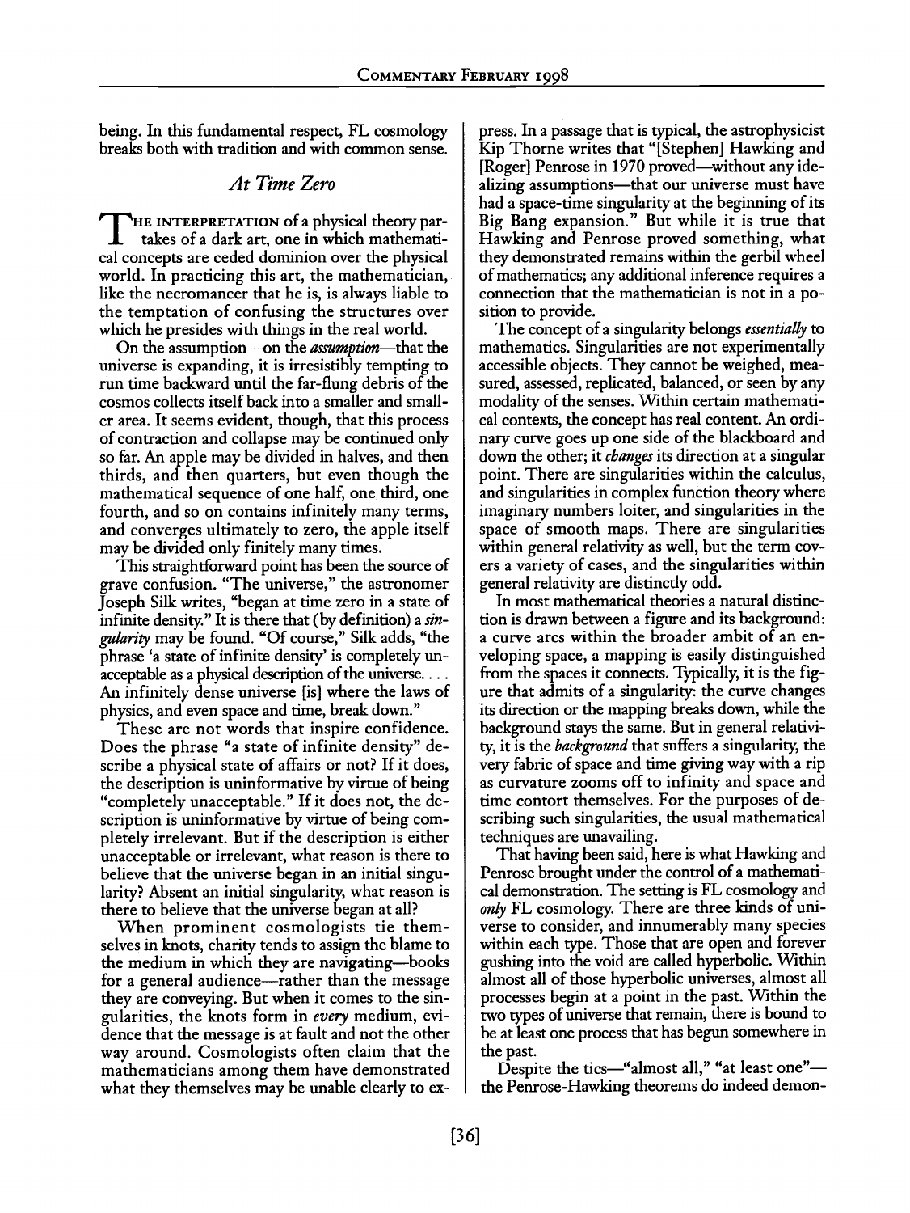being. In this fundamental respect, FL cosmology breaks both with tradition and with common sense.

## *At Time Zero*

THE INTERPRETATION of a physical theory partakes of a dark art, one in which mathematical concepts are ceded dominion over the physical world. In practicing this art, the mathematician, like the necromancer that he is, is always liable to the temptation of confusing the structures over which he presides with things in the real world.

On the assumption—on the *assumption*—that the universe is expanding, it is irresistibly tempting to run time backward until the far-flung debris of the cosmos collects itself back into a smaller and smaller area. It seems evident, though, that this process of contraction and collapse may be continued only so far. An apple may be divided in halves, and then thirds, and then quarters, but even though the mathematical sequence of one half, one third, one fourth, and so on contains infinitely many terms, and converges ultimately to zero, the apple itself may be divided only finitely many times.

This straightforward point has been the source of grave confusion. "The universe," the astronomer Joseph Silk writes, "began at time zero in a state of infinite density." It is there that (by definition) a *singularity* may be found. "Of course," Silk adds, "the phrase 'a state of infinite density' is completely unacceptable as a physical description of the universe. . . . An infinitely dense universe [is] where the laws of physics, and even space and time, break down."

These are not words that inspire confidence. Does the phrase "a state of infinite density" describe a physical state of affairs or not? If it does, the description is uninformative by virtue of being "completely unacceptable." If it does not, the description is uninformative by virtue of being completely irrelevant. But if the description is either unacceptable or irrelevant, what reason is there to believe that the universe began in an initial singularity? Absent an initial singularity, what reason is there to believe that the universe began at all?

When prominent cosmologists tie themselves in knots, charity tends to assign the blame to the medium in which they are navigating—books for a general audience—rather than the message they are conveying. But when it comes to the singularities, the knots form in *every* medium, evidence that the message is at fault and not the other way around. Cosmologists often claim that the mathematicians among them have demonstrated what they themselves may be unable clearly to express. In a passage that is typical, the astrophysicist Kip Thorne writes that "[Stephen] Hawking and [Roger] Penrose in 1970 proved—without any idealizing assumptions—that our universe must have had a space-time singularity at the beginning of its Big Bang expansion." But while it is true that Hawking and Penrose proved something, what they demonstrated remains within the gerbil wheel of mathematics; any additional inference requires a connection that the mathematician is not in a position to provide.

The concept of a singularity belongs *essentially* to mathematics. Singularities are not experimentally accessible objects. They cannot be weighed, measured, assessed, replicated, balanced, or seen by any modality of the senses. Within certain mathematical contexts, the concept has real content. An ordinary curve goes up one side of the blackboard and down the other; it *changes* its direction at a singular point. There are singularities within the calculus, and singularities in complex function theory where imaginary numbers loiter, and singularities in the space of smooth maps. There are singularities within general relativity as well, but the term covers a variety of cases, and the singularities within general relativity are distinctly odd.

In most mathematical theories a natural distinction is drawn between a figure and its background: a curve arcs within the broader ambit of an enveloping space, a mapping is easily distinguished from the spaces it connects. Typically, it is the figure that admits of a singularity: the curve changes its direction or the mapping breaks down, while the background stays the same. But in general relativity, it is the *background* that suffers a singularity, the very fabric of space and time giving way with a rip as curvature zooms off to infinity and space and time contort themselves. For the purposes of describing such singularities, the usual mathematical techniques are unavailing.

That having been said, here is what Hawking and Penrose brought under the control of a mathematical demonstration. The setting is FL cosmology and *only* FL cosmology. There are three kinds of universe to consider, and innumerably many species within each type. Those that are open and forever gushing into the void are called hyperbolic. Within almost all of those hyperbolic universes, almost all processes begin at a point in the past. Within the two types of universe that remain, there is bound to be at least one process that has begun somewhere in the past.

Despite the tics—"almost all," "at least one"—the Penrose-Hawking theorems do indeed demon-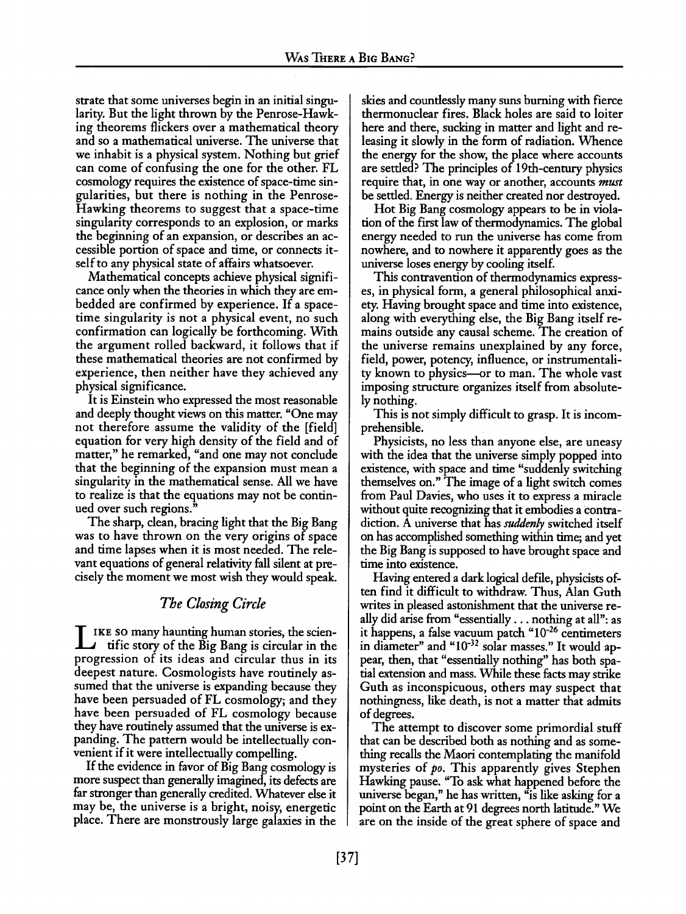strate that some universes begin in an initial singularity. But the light thrown by the Penrose-Hawking theorems flickers over a mathematical theory and so a mathematical universe. The universe that we inhabit is a physical system. Nothing but grief can come of confusing the one for the other. FL cosmology requires the existence of space-time singularities, but there is nothing in the Penrose-Hawking theorems to suggest that a space-time singularity corresponds to an explosion, or marks the beginning of an expansion, or describes an accessible portion of space and time, or connects itself to any physical state of affairs whatsoever.

Mathematical concepts achieve physical significance only when the theories in which they are embedded are confirmed by experience. If a space-time singularity is not a physical event, no such confirmation can logically be forthcoming. With the argument rolled backward, it follows that if these mathematical theories are not confirmed by experience, then neither have they achieved any physical significance.

It is Einstein who expressed the most reasonable and deeply thought views on this matter. "One may not therefore assume the validity of the [field] equation for very high density of the field and of matter," he remarked, "and one may not conclude that the beginning of the expansion must mean a singularity in the mathematical sense. All we have to realize is that the equations may not be continued over such regions."

The sharp, clean, bracing light that the Big Bang was to have thrown on the very origins of space and time lapses when it is most needed. The relevant equations of general relativity fall silent at precisely the moment we most wish they would speak.

## *The Closing Circle*

Like so many haunting human stories, the scientific story of the Big Bang is circular in the progression of its ideas and circular thus in its deepest nature. Cosmologists have routinely assumed that the universe is expanding because they have been persuaded of FL cosmology; and they have been persuaded of FL cosmology because they have routinely assumed that the universe is expanding. The pattern would be intellectually convenient if it were intellectually compelling.

If the evidence in favor of Big Bang cosmology is more suspect than generally imagined, its defects are far stronger than generally credited. Whatever else it may be, the universe is a bright, noisy, energetic place. There are monstrously large galaxies in the skies and countlessly many suns burning with fierce thermonuclear fires. Black holes are said to loiter here and there, sucking in matter and light and releasing it slowly in the form of radiation. Whence the energy for the show, the place where accounts are settled? The principles of 19th-century physics require that, in one way or another, accounts *must* be settled. Energy is neither created nor destroyed.

Hot Big Bang cosmology appears to be in violation of the first law of thermodynamics. The global energy needed to run the universe has come from nowhere, and to nowhere it apparently goes as the universe loses energy by cooling itself.

This contravention of thermodynamics expresses, in physical form, a general philosophical anxiety. Having brought space and time into existence, along with everything else, the Big Bang itself remains outside any causal scheme. The creation of the universe remains unexplained by any force, field, power, potency, influence, or instrumentality known to physics—or to man. The whole vast imposing structure organizes itself from absolutely nothing.

This is not simply difficult to grasp. It is incomprehensible.

Physicists, no less than anyone else, are uneasy with the idea that the universe simply popped into existence, with space and time "suddenly switching themselves on." The image of a light switch comes from Paul Davies, who uses it to express a miracle without quite recognizing that it embodies a contradiction. A universe that has *suddenly* switched itself on has accomplished something within time; and yet the Big Bang is supposed to have brought space and time into existence.

Having entered a dark logical defile, physicists often find it difficult to withdraw. Thus, Alan Guth writes in pleased astonishment that the universe really did arise from "essentially . . . nothing at all": as it happens, a false vacuum patch "$10^{-26}$ centimeters in diameter" and "$10^{-32}$ solar masses." It would appear, then, that "essentially nothing" has both spatial extension and mass. While these facts may strike Guth as inconspicuous, others may suspect that nothingness, like death, is not a matter that admits of degrees.

The attempt to discover some primordial stuff that can be described both as nothing and as something recalls the Maori contemplating the manifold mysteries of *po*. This apparently gives Stephen Hawking pause. "To ask what happened before the universe began," he has written, "is like asking for a point on the Earth at 91 degrees north latitude." We are on the inside of the great sphere of space and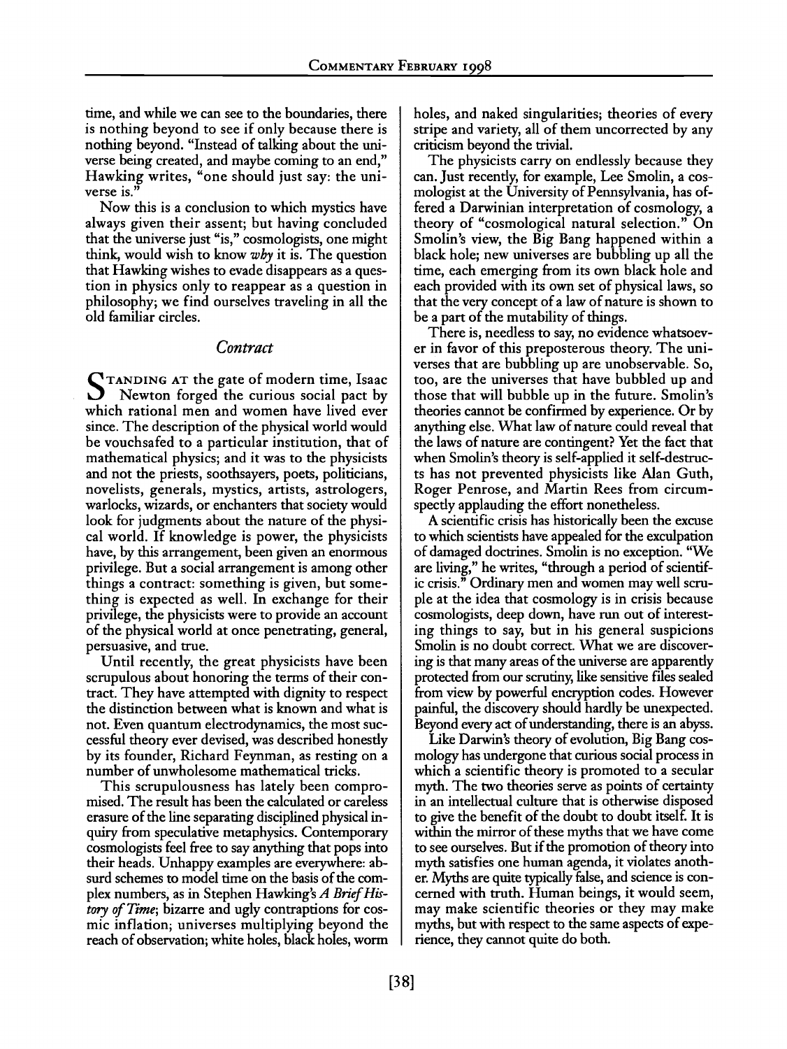time, and while we can see to the boundaries, there is nothing beyond to see if only because there is nothing beyond. "Instead of talking about the universe being created, and maybe coming to an end," Hawking writes, "one should just say: the universe is."

Now this is a conclusion to which mystics have always given their assent; but having concluded that the universe just "is," cosmologists, one might think, would wish to know *why* it is. The question that Hawking wishes to evade disappears as a question in physics only to reappear as a question in philosophy; we find ourselves traveling in all the old familiar circles.

### *Contract*

STANDING AT the gate of modern time, Isaac Newton forged the curious social pact by which rational men and women have lived ever since. The description of the physical world would be vouchsafed to a particular institution, that of mathematical physics; and it was to the physicists and not the priests, soothsayers, poets, politicians, novelists, generals, mystics, artists, astrologers, warlocks, wizards, or enchanters that society would look for judgments about the nature of the physical world. If knowledge is power, the physicists have, by this arrangement, been given an enormous privilege. But a social arrangement is among other things a contract: something is given, but something is expected as well. In exchange for their privilege, the physicists were to provide an account of the physical world at once penetrating, general, persuasive, and true.

Until recently, the great physicists have been scrupulous about honoring the terms of their contract. They have attempted with dignity to respect the distinction between what is known and what is not. Even quantum electrodynamics, the most successful theory ever devised, was described honestly by its founder, Richard Feynman, as resting on a number of unwholesome mathematical tricks.

This scrupulousness has lately been compromised. The result has been the calculated or careless erasure of the line separating disciplined physical inquiry from speculative metaphysics. Contemporary cosmologists feel free to say anything that pops into their heads. Unhappy examples are everywhere: absurd schemes to model time on the basis of the complex numbers, as in Stephen Hawking's *A Brief History of Time*; bizarre and ugly contraptions for cosmic inflation; universes multiplying beyond the reach of observation; white holes, black holes, worm holes, and naked singularities; theories of every stripe and variety, all of them uncorrected by any criticism beyond the trivial.

The physicists carry on endlessly because they can. Just recently, for example, Lee Smolin, a cosmologist at the University of Pennsylvania, has offered a Darwinian interpretation of cosmology, a theory of "cosmological natural selection." On Smolin's view, the Big Bang happened within a black hole; new universes are bubbling up all the time, each emerging from its own black hole and each provided with its own set of physical laws, so that the very concept of a law of nature is shown to be a part of the mutability of things.

There is, needless to say, no evidence whatsoever in favor of this preposterous theory. The universes that are bubbling up are unobservable. So, too, are the universes that have bubbled up and those that will bubble up in the future. Smolin's theories cannot be confirmed by experience. Or by anything else. What law of nature could reveal that the laws of nature are contingent? Yet the fact that when Smolin's theory is self-applied it self-destructs has not prevented physicists like Alan Guth, Roger Penrose, and Martin Rees from circumspectly applauding the effort nonetheless.

A scientific crisis has historically been the excuse to which scientists have appealed for the exculpation of damaged doctrines. Smolin is no exception. "We are living," he writes, "through a period of scientific crisis." Ordinary men and women may well scruple at the idea that cosmology is in crisis because cosmologists, deep down, have run out of interesting things to say, but in his general suspicions Smolin is no doubt correct. What we are discovering is that many areas of the universe are apparently protected from our scrutiny, like sensitive files sealed from view by powerful encryption codes. However painful, the discovery should hardly be unexpected. Beyond every act of understanding, there is an abyss.

Like Darwin's theory of evolution, Big Bang cosmology has undergone that curious social process in which a scientific theory is promoted to a secular myth. The two theories serve as points of certainty in an intellectual culture that is otherwise disposed to give the benefit of the doubt to doubt itself. It is within the mirror of these myths that we have come to see ourselves. But if the promotion of theory into myth satisfies one human agenda, it violates another. Myths are quite typically false, and science is concerned with truth. Human beings, it would seem, may make scientific theories or they may make myths, but with respect to the same aspects of experience, they cannot quite do both.